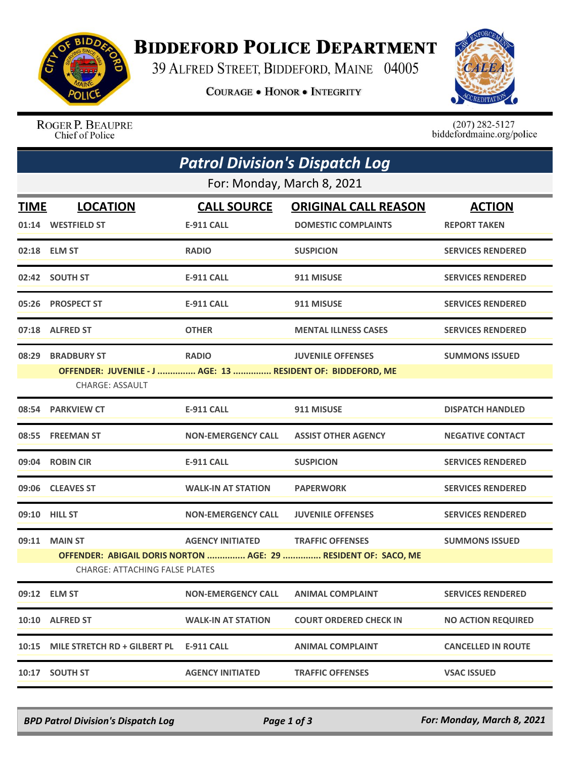# BIDDEFORD POLICE DEPARTMENT

39 ALFRED STREET, BIDDEFORD, MAINE 04005

COURAGE • HONOR • INTEGRITY

ROGER P. BEAUPRE
Chief of Police

(207) 282-5127
biddefordmaine.org/police

## *Patrol Division's Dispatch Log*

For: Monday, March 8, 2021

| TIME | LOCATION | CALL SOURCE | ORIGINAL CALL REASON | ACTION |
|---|---|---|---|---|
| 01:14 | WESTFIELD ST | E-911 CALL | DOMESTIC COMPLAINTS | REPORT TAKEN |
| 02:18 | ELM ST | RADIO | SUSPICION | SERVICES RENDERED |
| 02:42 | SOUTH ST | E-911 CALL | 911 MISUSE | SERVICES RENDERED |
| 05:26 | PROSPECT ST | E-911 CALL | 911 MISUSE | SERVICES RENDERED |
| 07:18 | ALFRED ST | OTHER | MENTAL ILLNESS CASES | SERVICES RENDERED |
| 08:29 | BRADBURY ST | RADIO | JUVENILE OFFENSES | SUMMONS ISSUED |
| | OFFENDER: JUVENILE - J ............... AGE: 13 ............... RESIDENT OF: BIDDEFORD, ME | | | |
| | CHARGE: ASSAULT | | | |
| 08:54 | PARKVIEW CT | E-911 CALL | 911 MISUSE | DISPATCH HANDLED |
| 08:55 | FREEMAN ST | NON-EMERGENCY CALL | ASSIST OTHER AGENCY | NEGATIVE CONTACT |
| 09:04 | ROBIN CIR | E-911 CALL | SUSPICION | SERVICES RENDERED |
| 09:06 | CLEAVES ST | WALK-IN AT STATION | PAPERWORK | SERVICES RENDERED |
| 09:10 | HILL ST | NON-EMERGENCY CALL | JUVENILE OFFENSES | SERVICES RENDERED |
| 09:11 | MAIN ST | AGENCY INITIATED | TRAFFIC OFFENSES | SUMMONS ISSUED |
| | OFFENDER: ABIGAIL DORIS NORTON ............... AGE: 29 ............... RESIDENT OF: SACO, ME | | | |
| | CHARGE: ATTACHING FALSE PLATES | | | |
| 09:12 | ELM ST | NON-EMERGENCY CALL | ANIMAL COMPLAINT | SERVICES RENDERED |
| 10:10 | ALFRED ST | WALK-IN AT STATION | COURT ORDERED CHECK IN | NO ACTION REQUIRED |
| 10:15 | MILE STRETCH RD + GILBERT PL | E-911 CALL | ANIMAL COMPLAINT | CANCELLED IN ROUTE |
| 10:17 | SOUTH ST | AGENCY INITIATED | TRAFFIC OFFENSES | VSAC ISSUED |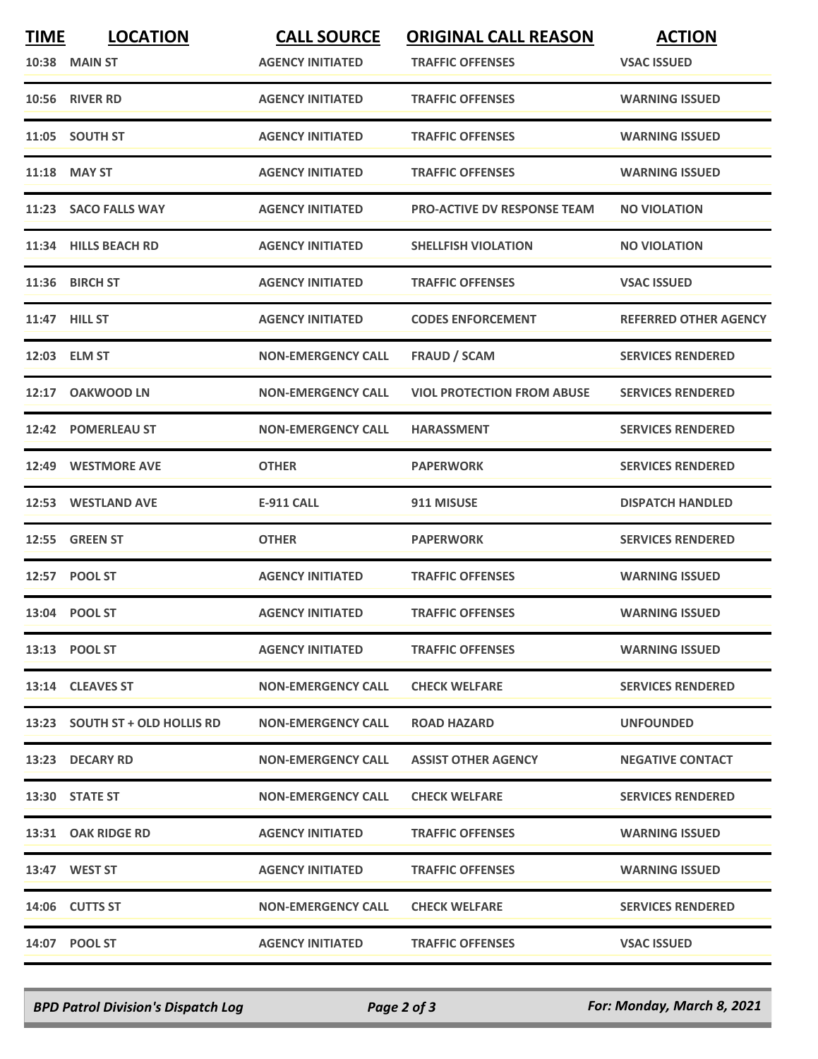| TIME | LOCATION | CALL SOURCE | ORIGINAL CALL REASON | ACTION |
|---|---|---|---|---|
| 10:38 | MAIN ST | AGENCY INITIATED | TRAFFIC OFFENSES | VSAC ISSUED |
| 10:56 | RIVER RD | AGENCY INITIATED | TRAFFIC OFFENSES | WARNING ISSUED |
| 11:05 | SOUTH ST | AGENCY INITIATED | TRAFFIC OFFENSES | WARNING ISSUED |
| 11:18 | MAY ST | AGENCY INITIATED | TRAFFIC OFFENSES | WARNING ISSUED |
| 11:23 | SACO FALLS WAY | AGENCY INITIATED | PRO-ACTIVE DV RESPONSE TEAM | NO VIOLATION |
| 11:34 | HILLS BEACH RD | AGENCY INITIATED | SHELLFISH VIOLATION | NO VIOLATION |
| 11:36 | BIRCH ST | AGENCY INITIATED | TRAFFIC OFFENSES | VSAC ISSUED |
| 11:47 | HILL ST | AGENCY INITIATED | CODES ENFORCEMENT | REFERRED OTHER AGENCY |
| 12:03 | ELM ST | NON-EMERGENCY CALL | FRAUD / SCAM | SERVICES RENDERED |
| 12:17 | OAKWOOD LN | NON-EMERGENCY CALL | VIOL PROTECTION FROM ABUSE | SERVICES RENDERED |
| 12:42 | POMERLEAU ST | NON-EMERGENCY CALL | HARASSMENT | SERVICES RENDERED |
| 12:49 | WESTMORE AVE | OTHER | PAPERWORK | SERVICES RENDERED |
| 12:53 | WESTLAND AVE | E-911 CALL | 911 MISUSE | DISPATCH HANDLED |
| 12:55 | GREEN ST | OTHER | PAPERWORK | SERVICES RENDERED |
| 12:57 | POOL ST | AGENCY INITIATED | TRAFFIC OFFENSES | WARNING ISSUED |
| 13:04 | POOL ST | AGENCY INITIATED | TRAFFIC OFFENSES | WARNING ISSUED |
| 13:13 | POOL ST | AGENCY INITIATED | TRAFFIC OFFENSES | WARNING ISSUED |
| 13:14 | CLEAVES ST | NON-EMERGENCY CALL | CHECK WELFARE | SERVICES RENDERED |
| 13:23 | SOUTH ST + OLD HOLLIS RD | NON-EMERGENCY CALL | ROAD HAZARD | UNFOUNDED |
| 13:23 | DECARY RD | NON-EMERGENCY CALL | ASSIST OTHER AGENCY | NEGATIVE CONTACT |
| 13:30 | STATE ST | NON-EMERGENCY CALL | CHECK WELFARE | SERVICES RENDERED |
| 13:31 | OAK RIDGE RD | AGENCY INITIATED | TRAFFIC OFFENSES | WARNING ISSUED |
| 13:47 | WEST ST | AGENCY INITIATED | TRAFFIC OFFENSES | WARNING ISSUED |
| 14:06 | CUTTS ST | NON-EMERGENCY CALL | CHECK WELFARE | SERVICES RENDERED |
| 14:07 | POOL ST | AGENCY INITIATED | TRAFFIC OFFENSES | VSAC ISSUED |

*BPD Patrol Division's Dispatch Log* — *For: Monday, March 8, 2021*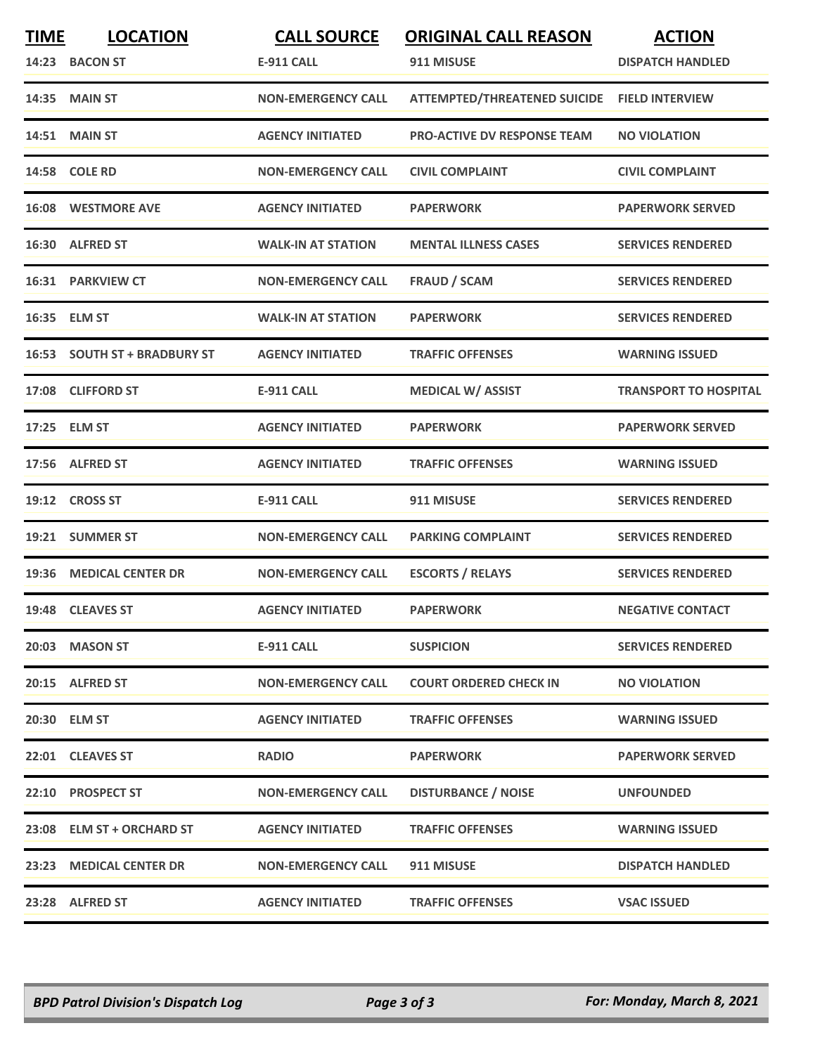| TIME | LOCATION | CALL SOURCE | ORIGINAL CALL REASON | ACTION |
|---|---|---|---|---|
| 14:23 | BACON ST | E-911 CALL | 911 MISUSE | DISPATCH HANDLED |
| 14:35 | MAIN ST | NON-EMERGENCY CALL | ATTEMPTED/THREATENED SUICIDE | FIELD INTERVIEW |
| 14:51 | MAIN ST | AGENCY INITIATED | PRO-ACTIVE DV RESPONSE TEAM | NO VIOLATION |
| 14:58 | COLE RD | NON-EMERGENCY CALL | CIVIL COMPLAINT | CIVIL COMPLAINT |
| 16:08 | WESTMORE AVE | AGENCY INITIATED | PAPERWORK | PAPERWORK SERVED |
| 16:30 | ALFRED ST | WALK-IN AT STATION | MENTAL ILLNESS CASES | SERVICES RENDERED |
| 16:31 | PARKVIEW CT | NON-EMERGENCY CALL | FRAUD / SCAM | SERVICES RENDERED |
| 16:35 | ELM ST | WALK-IN AT STATION | PAPERWORK | SERVICES RENDERED |
| 16:53 | SOUTH ST + BRADBURY ST | AGENCY INITIATED | TRAFFIC OFFENSES | WARNING ISSUED |
| 17:08 | CLIFFORD ST | E-911 CALL | MEDICAL W/ ASSIST | TRANSPORT TO HOSPITAL |
| 17:25 | ELM ST | AGENCY INITIATED | PAPERWORK | PAPERWORK SERVED |
| 17:56 | ALFRED ST | AGENCY INITIATED | TRAFFIC OFFENSES | WARNING ISSUED |
| 19:12 | CROSS ST | E-911 CALL | 911 MISUSE | SERVICES RENDERED |
| 19:21 | SUMMER ST | NON-EMERGENCY CALL | PARKING COMPLAINT | SERVICES RENDERED |
| 19:36 | MEDICAL CENTER DR | NON-EMERGENCY CALL | ESCORTS / RELAYS | SERVICES RENDERED |
| 19:48 | CLEAVES ST | AGENCY INITIATED | PAPERWORK | NEGATIVE CONTACT |
| 20:03 | MASON ST | E-911 CALL | SUSPICION | SERVICES RENDERED |
| 20:15 | ALFRED ST | NON-EMERGENCY CALL | COURT ORDERED CHECK IN | NO VIOLATION |
| 20:30 | ELM ST | AGENCY INITIATED | TRAFFIC OFFENSES | WARNING ISSUED |
| 22:01 | CLEAVES ST | RADIO | PAPERWORK | PAPERWORK SERVED |
| 22:10 | PROSPECT ST | NON-EMERGENCY CALL | DISTURBANCE / NOISE | UNFOUNDED |
| 23:08 | ELM ST + ORCHARD ST | AGENCY INITIATED | TRAFFIC OFFENSES | WARNING ISSUED |
| 23:23 | MEDICAL CENTER DR | NON-EMERGENCY CALL | 911 MISUSE | DISPATCH HANDLED |
| 23:28 | ALFRED ST | AGENCY INITIATED | TRAFFIC OFFENSES | VSAC ISSUED |